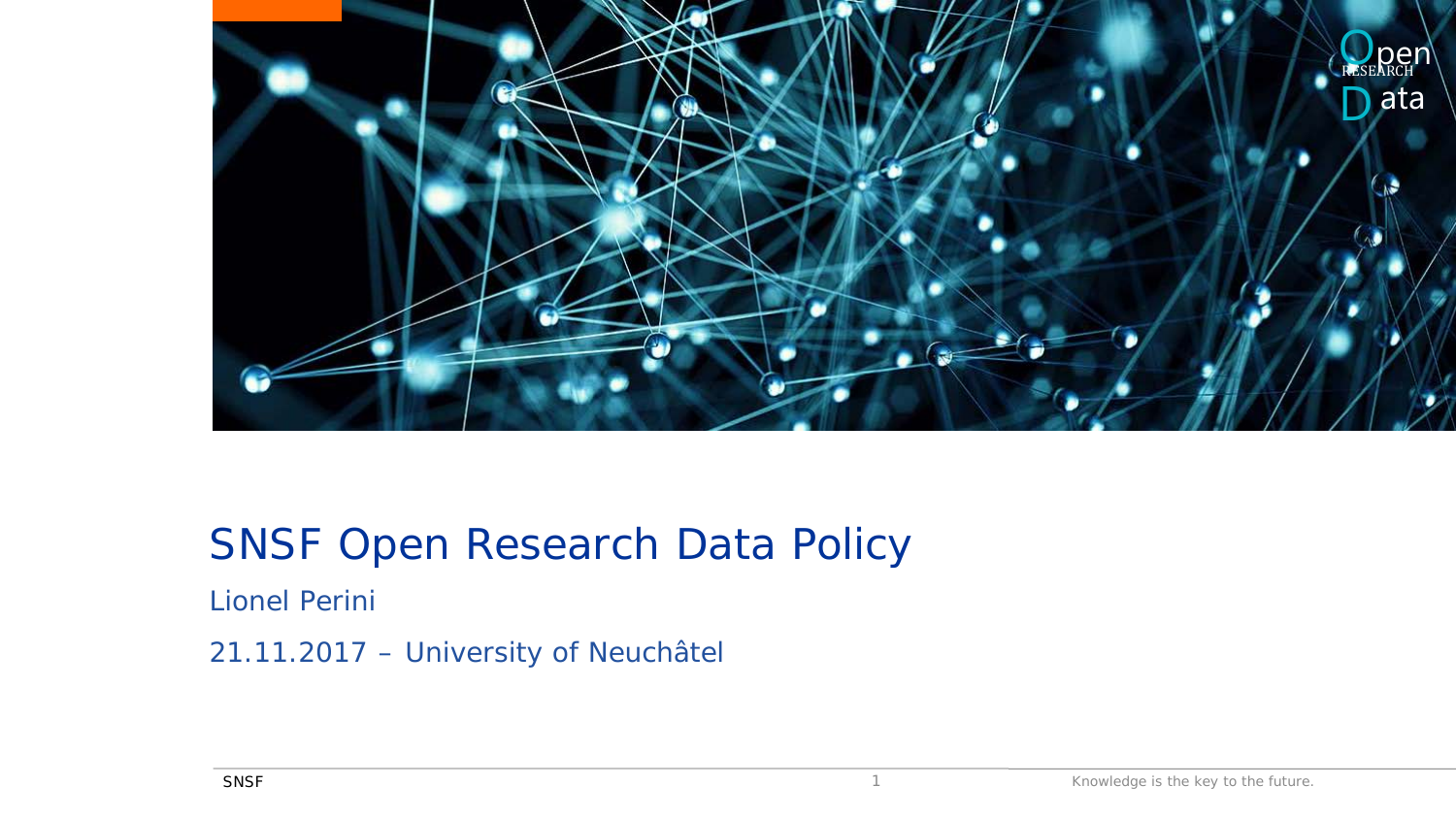# SNSF Open Research Data Policy

Lionel Perini

21.11.2017 – University of Neuchâtel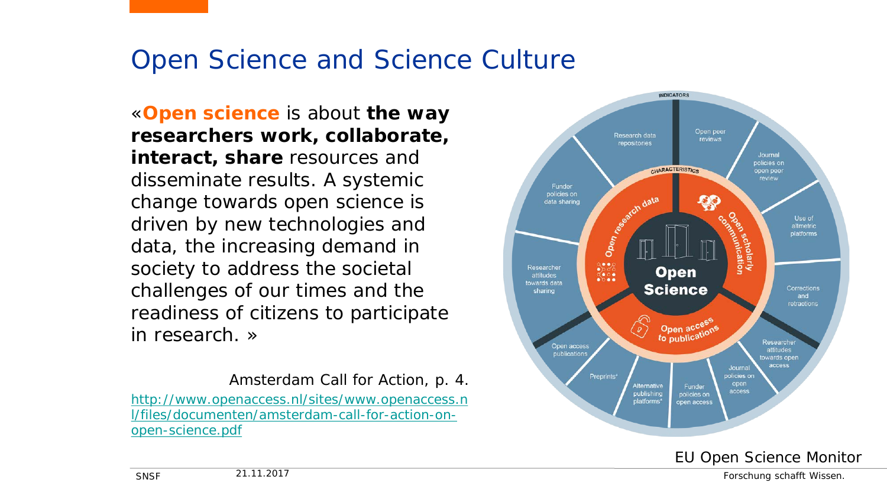# Open Science and Science Culture

«**Open science** is about **the way researchers work, collaborate, interact, share** resources and disseminate results. A systemic change towards open science is driven by new technologies and data, the increasing demand in society to address the societal challenges of our times and the readiness of citizens to participate in research. »

Amsterdam Call for Action, p. 4.

http://www.openaccess.nl/sites/www.openaccess.nl/files/documenten/amsterdam-call-for-action-on-open-science.pdf

INDICATORS

CHARACTERISTICS

Open Science

Open research data

Open scholarly communication

Open access to publications

Research data repositories

Open peer reviews

Journal policies on open peer review

Use of altmetric platforms

Corrections and retractions

Researcher attitudes towards open access

Journal policies on open access

Funder policies on open access

Alternative publishing platforms*

Preprints*

Open access publications

Researcher attitudes towards data sharing

Funder policies on data sharing

EU Open Science Monitor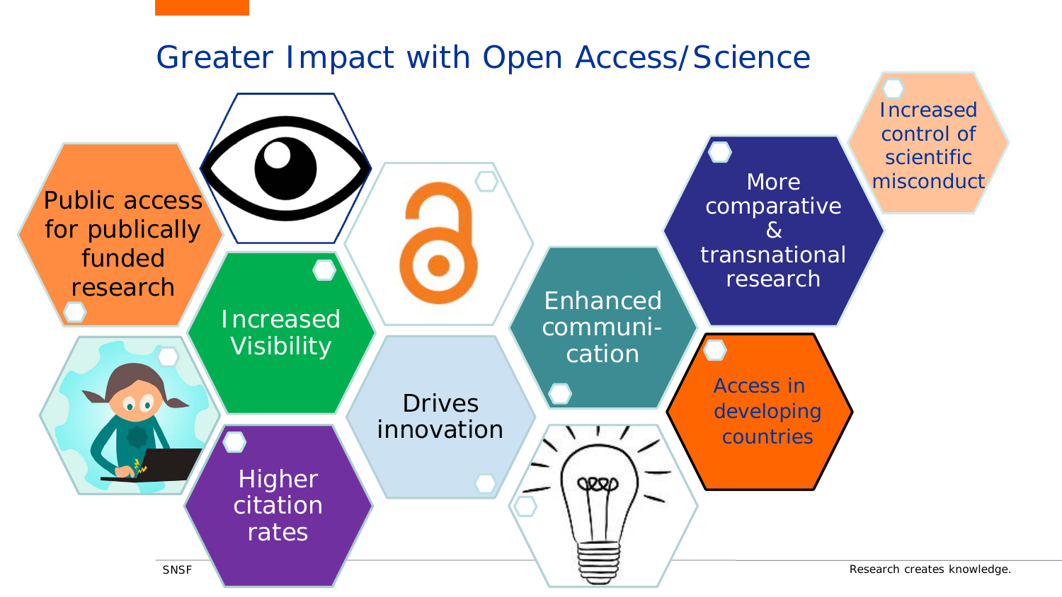# Greater Impact with Open Access/Science

- Public access for publically funded research
- Increased Visibility
- Higher citation rates
- Drives innovation
- Enhanced communi-cation
- More comparative & transnational research
- Access in developing countries
- Increased control of scientific misconduct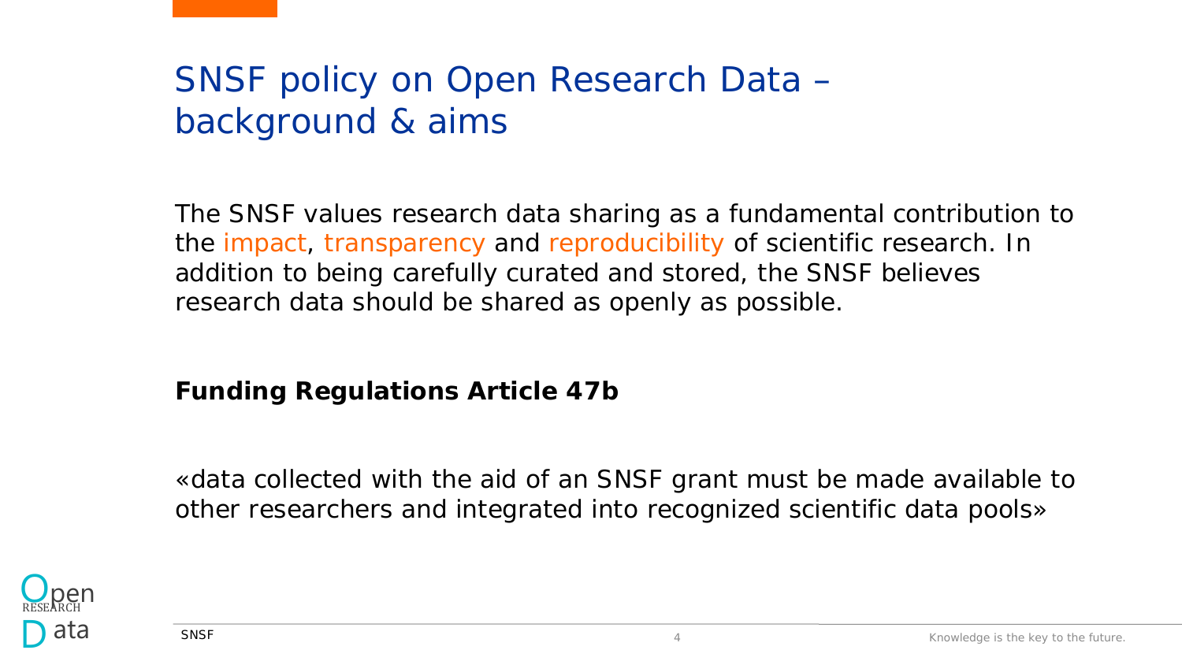# SNSF policy on Open Research Data – background & aims

The SNSF values research data sharing as a fundamental contribution to the impact, transparency and reproducibility of scientific research. In addition to being carefully curated and stored, the SNSF believes research data should be shared as openly as possible.

**Funding Regulations Article 47b**

«data collected with the aid of an SNSF grant must be made available to other researchers and integrated into recognized scientific data pools»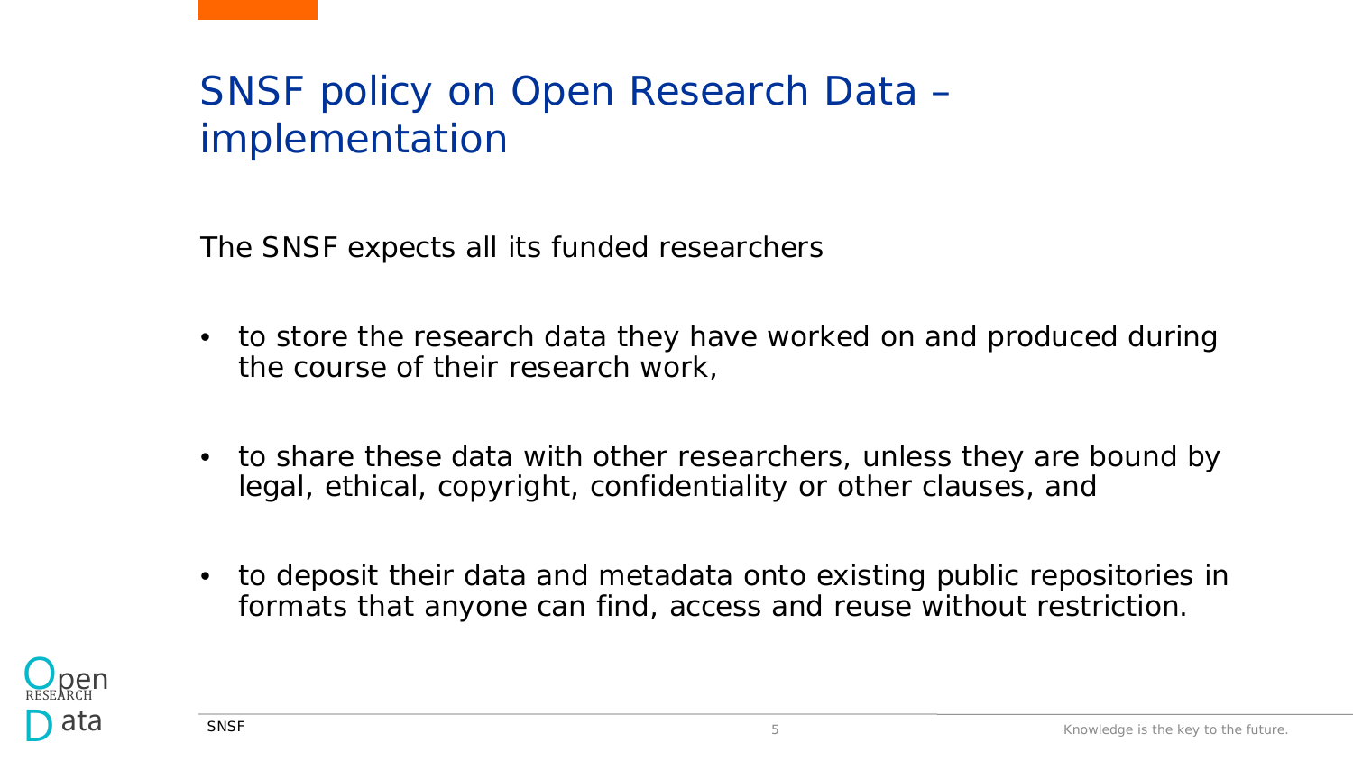# SNSF policy on Open Research Data – implementation

The SNSF expects all its funded researchers

- to store the research data they have worked on and produced during the course of their research work,
- to share these data with other researchers, unless they are bound by legal, ethical, copyright, confidentiality or other clauses, and
- to deposit their data and metadata onto existing public repositories in formats that anyone can find, access and reuse without restriction.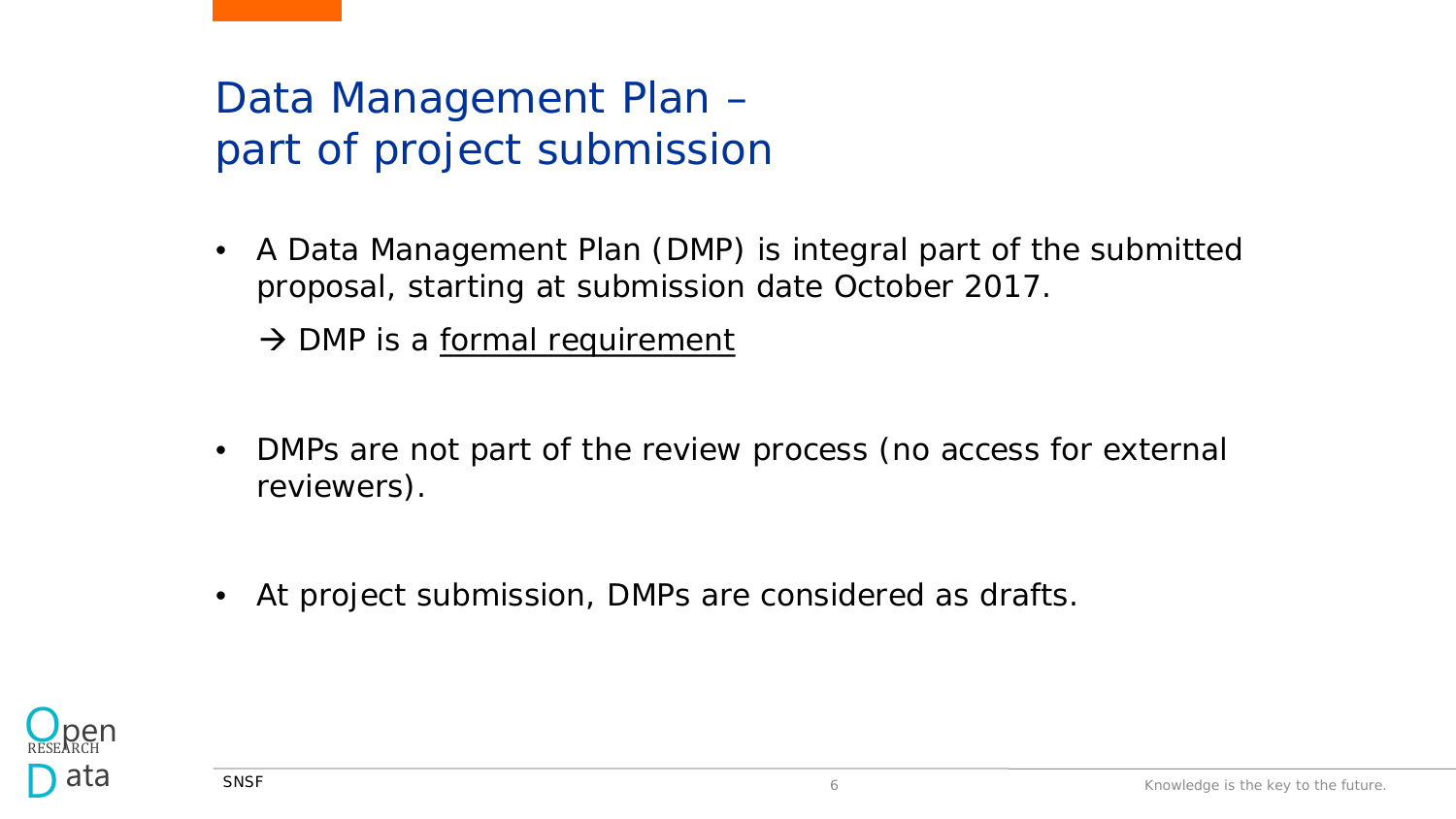# Data Management Plan – part of project submission

- A Data Management Plan (DMP) is integral part of the submitted proposal, starting at submission date October 2017.

  → DMP is a <u>formal requirement</u>

- DMPs are not part of the review process (no access for external reviewers).

- At project submission, DMPs are considered as drafts.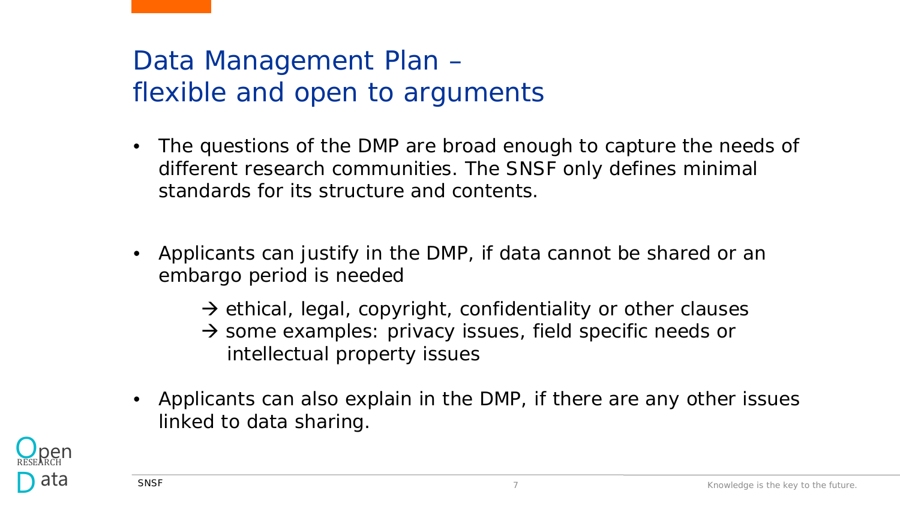# Data Management Plan – flexible and open to arguments

- The questions of the DMP are broad enough to capture the needs of different research communities. The SNSF only defines minimal standards for its structure and contents.

- Applicants can justify in the DMP, if data cannot be shared or an embargo period is needed

  → ethical, legal, copyright, confidentiality or other clauses
  → some examples: privacy issues, field specific needs or intellectual property issues

- Applicants can also explain in the DMP, if there are any other issues linked to data sharing.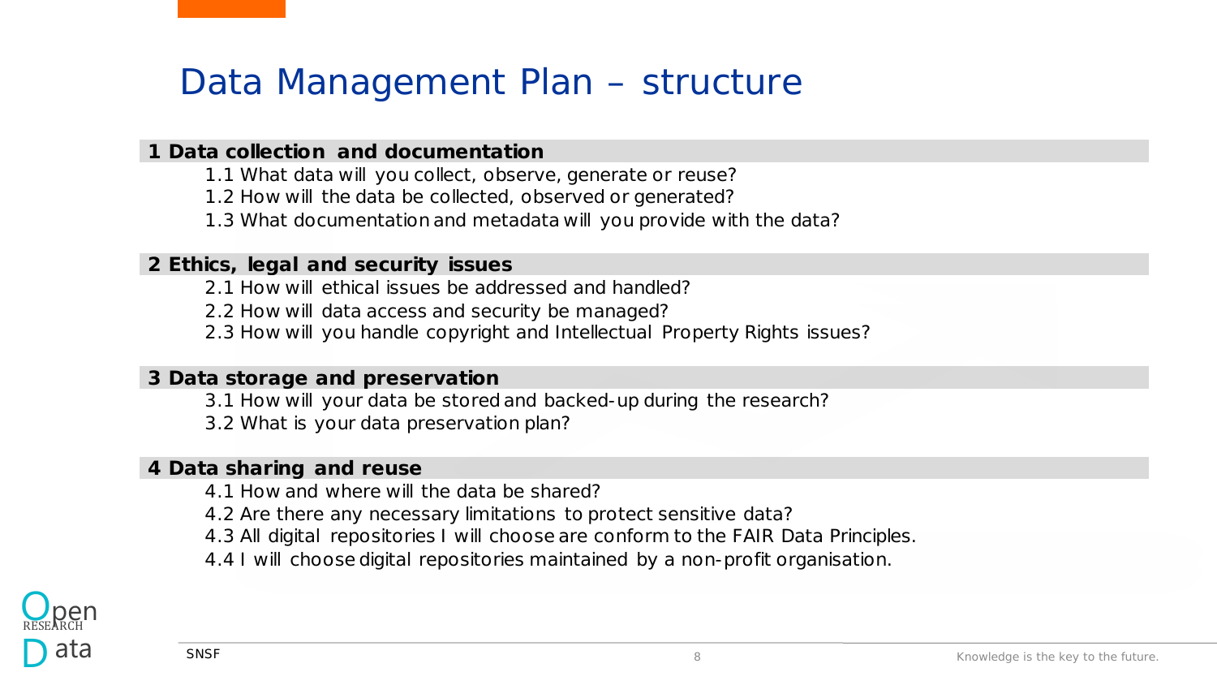# Data Management Plan – structure

## 1 Data collection and documentation

1.1 What data will you collect, observe, generate or reuse?
1.2 How will the data be collected, observed or generated?
1.3 What documentation and metadata will you provide with the data?

## 2 Ethics, legal and security issues

2.1 How will ethical issues be addressed and handled?
2.2 How will data access and security be managed?
2.3 How will you handle copyright and Intellectual Property Rights issues?

## 3 Data storage and preservation

3.1 How will your data be stored and backed-up during the research?
3.2 What is your data preservation plan?

## 4 Data sharing and reuse

4.1 How and where will the data be shared?
4.2 Are there any necessary limitations to protect sensitive data?
4.3 All digital repositories I will choose are conform to the FAIR Data Principles.
4.4 I will choose digital repositories maintained by a non-profit organisation.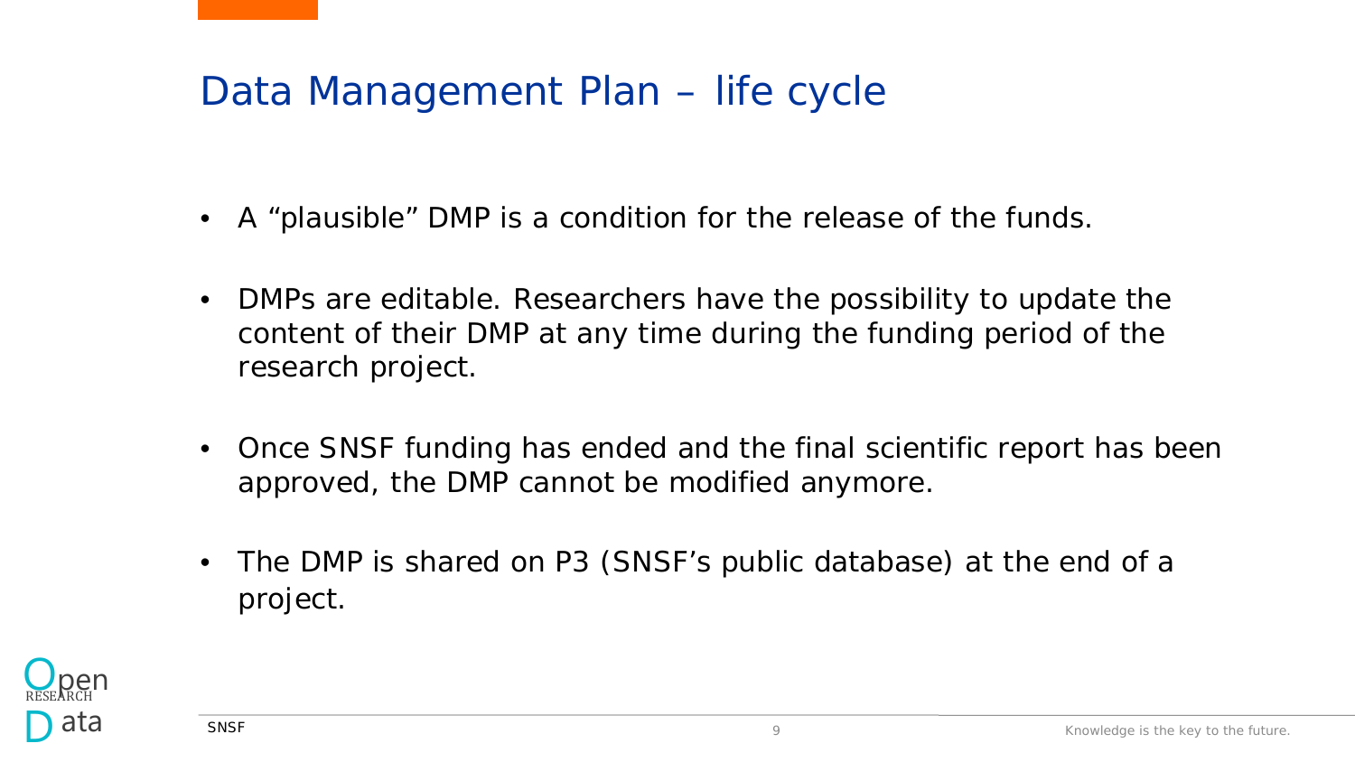# Data Management Plan – life cycle

- A "plausible" DMP is a condition for the release of the funds.
- DMPs are editable. Researchers have the possibility to update the content of their DMP at any time during the funding period of the research project.
- Once SNSF funding has ended and the final scientific report has been approved, the DMP cannot be modified anymore.
- The DMP is shared on P3 (SNSF's public database) at the end of a project.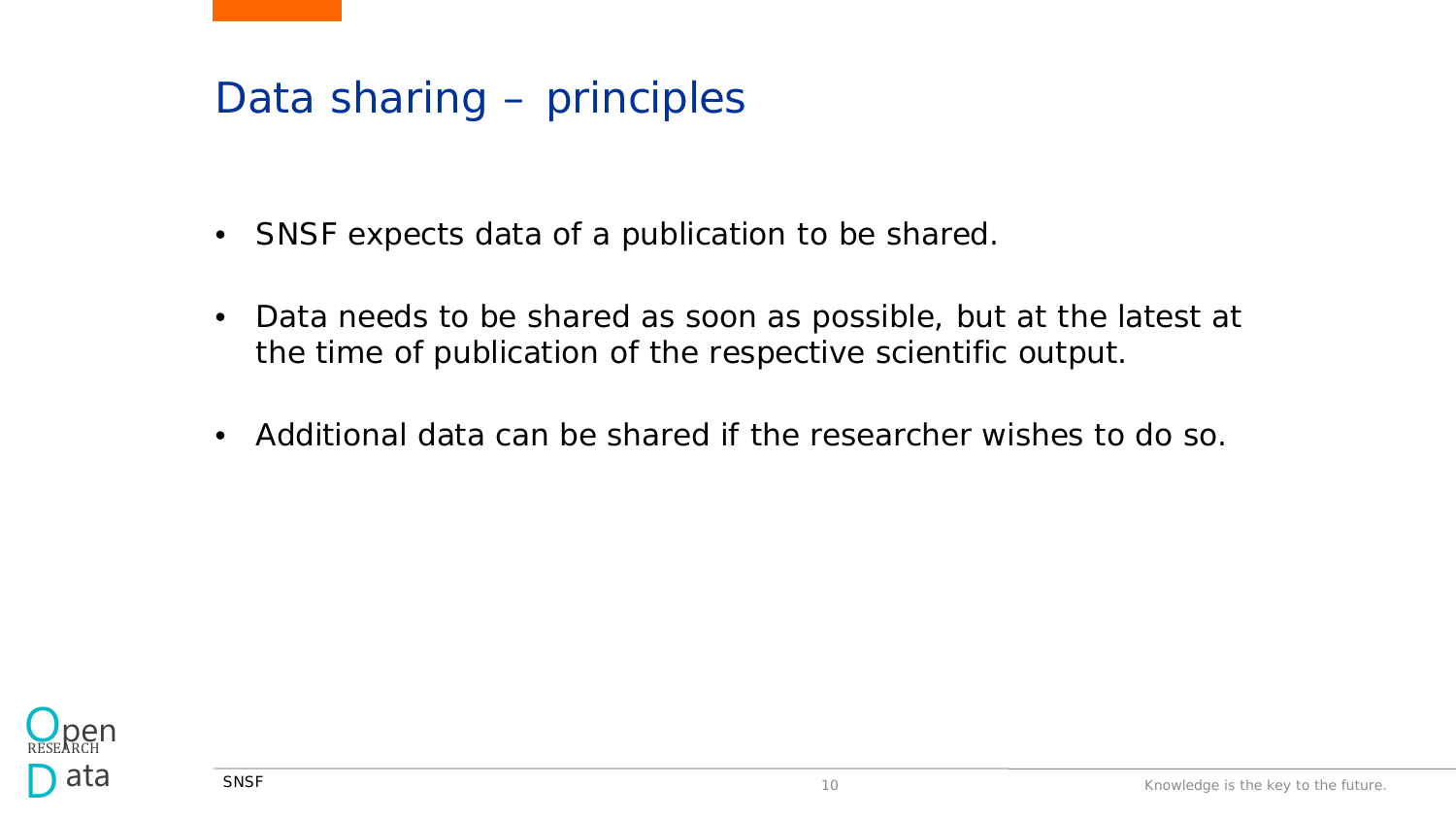# Data sharing – principles

- SNSF expects data of a publication to be shared.
- Data needs to be shared as soon as possible, but at the latest at the time of publication of the respective scientific output.
- Additional data can be shared if the researcher wishes to do so.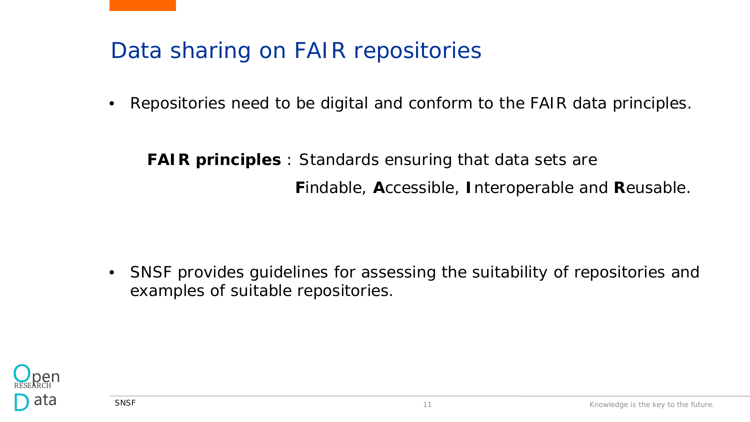# Data sharing on FAIR repositories

- Repositories need to be digital and conform to the FAIR data principles.

  **FAIR principles** : Standards ensuring that data sets are **F**indable, **A**ccessible, **I**nteroperable and **R**eusable.

- SNSF provides guidelines for assessing the suitability of repositories and examples of suitable repositories.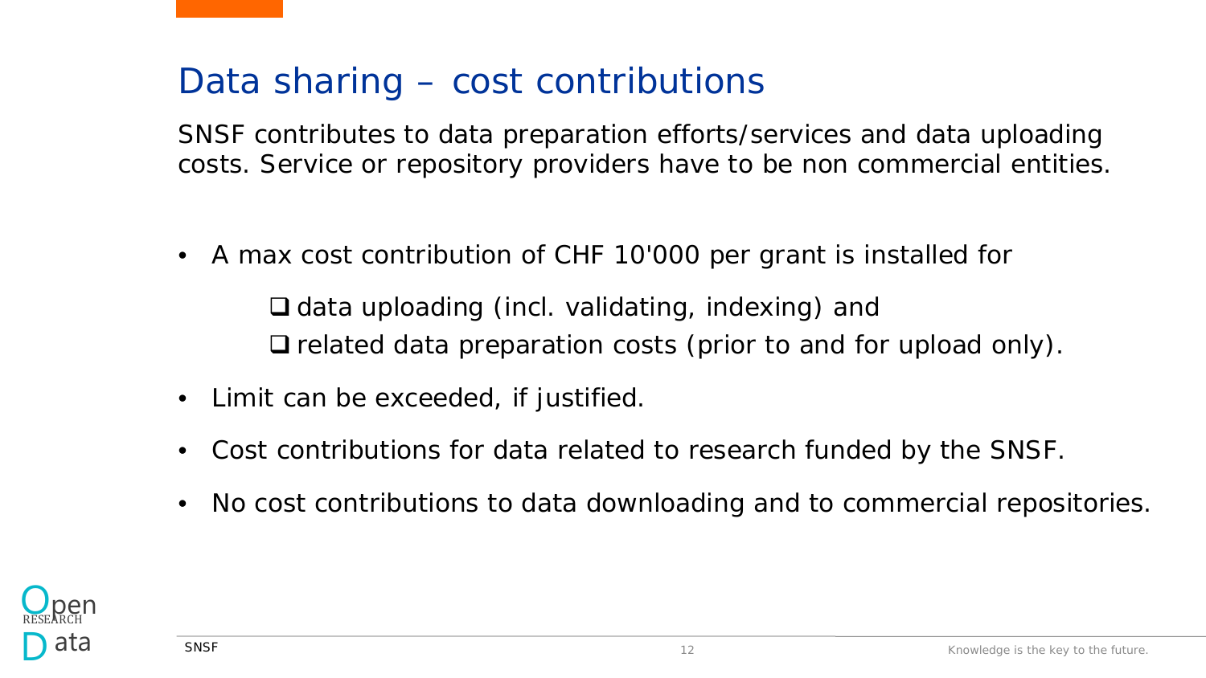# Data sharing – cost contributions

SNSF contributes to data preparation efforts/services and data uploading costs. Service or repository providers have to be non commercial entities.

- A max cost contribution of CHF 10'000 per grant is installed for
  - data uploading (incl. validating, indexing) and
  - related data preparation costs (prior to and for upload only).
- Limit can be exceeded, if justified.
- Cost contributions for data related to research funded by the SNSF.
- No cost contributions to data downloading and to commercial repositories.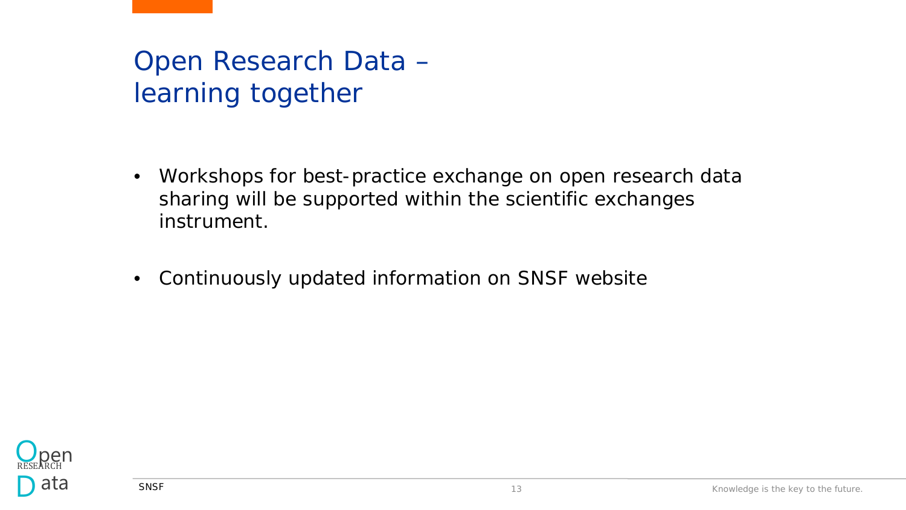# Open Research Data – learning together

- Workshops for best-practice exchange on open research data sharing will be supported within the scientific exchanges instrument.
- Continuously updated information on SNSF website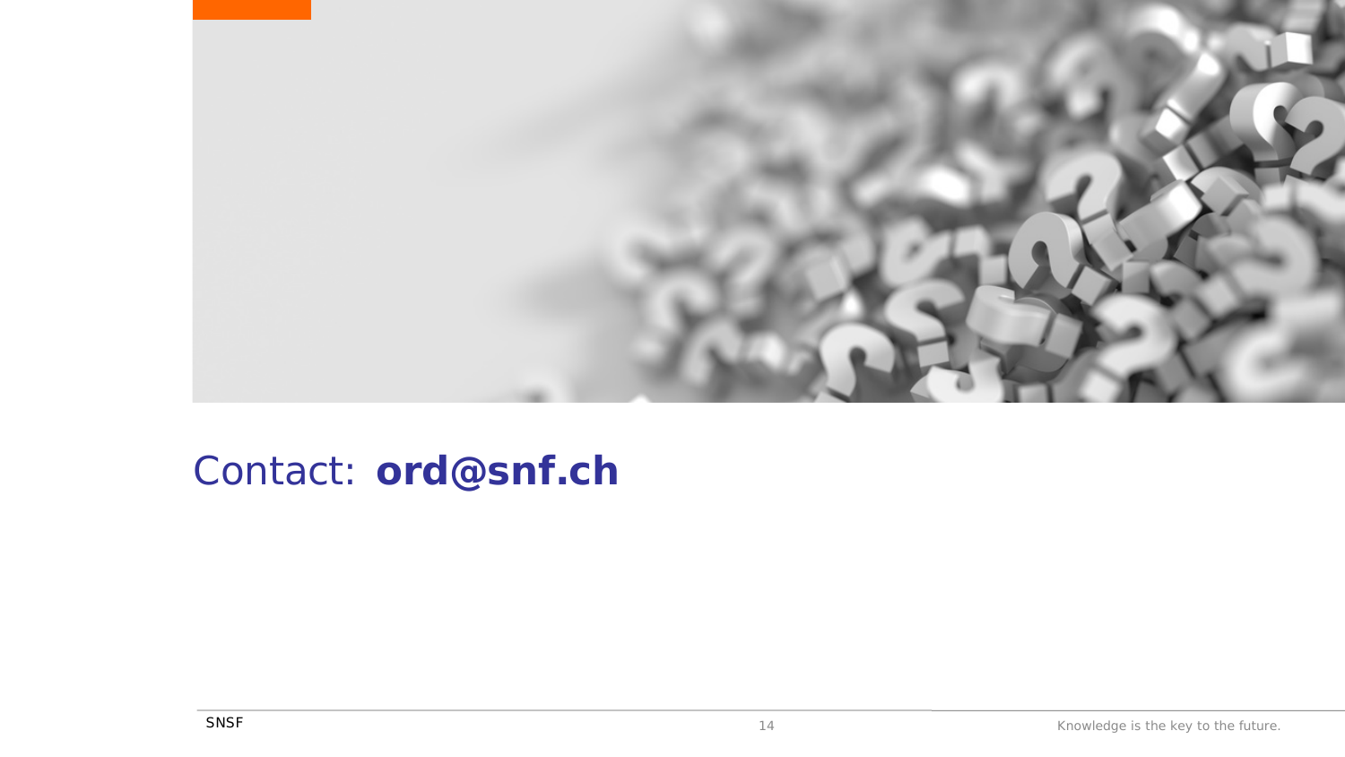Contact: **ord@snf.ch**